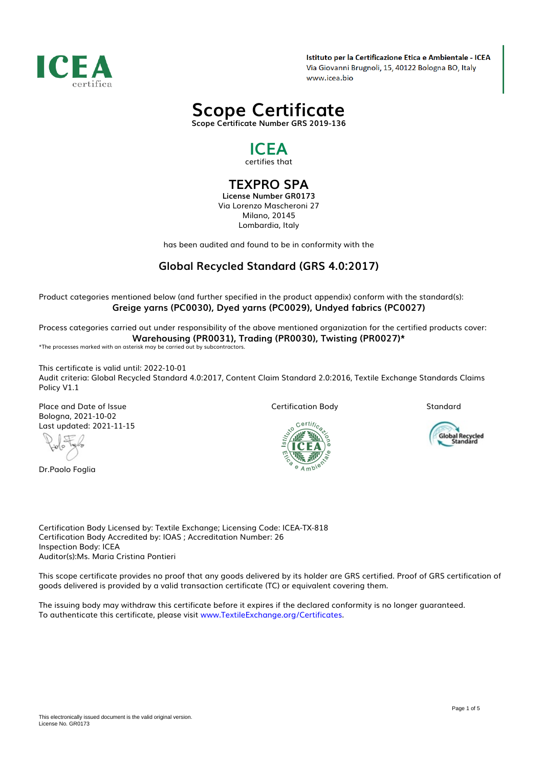ICEA
certifica

**Istituto per la Certificazione Etica e Ambientale - ICEA**
Via Giovanni Brugnoli, 15, 40122 Bologna BO, Italy
www.icea.bio

# Scope Certificate

**Scope Certificate Number GRS 2019-136**

## ICEA

certifies that

## TEXPRO SPA

**License Number GR0173**
Via Lorenzo Mascheroni 27
Milano, 20145
Lombardia, Italy

has been audited and found to be in conformity with the

### Global Recycled Standard (GRS 4.0:2017)

Product categories mentioned below (and further specified in the product appendix) conform with the standard(s):
**Greige yarns (PC0030), Dyed yarns (PC0029), Undyed fabrics (PC0027)**

Process categories carried out under responsibility of the above mentioned organization for the certified products cover:
**Warehousing (PR0031), Trading (PR0030), Twisting (PR0027)***

*The processes marked with an asterisk may be carried out by subcontractors.

This certificate is valid until: 2022-10-01
Audit criteria: Global Recycled Standard 4.0:2017, Content Claim Standard 2.0:2016, Textile Exchange Standards Claims Policy V1.1

Place and Date of Issue
Bologna, 2021-10-02
Last updated: 2021-11-15

Dr.Paolo Foglia

Certification Body

Standard

Certification Body Licensed by: Textile Exchange; Licensing Code: ICEA-TX-818
Certification Body Accredited by: IOAS ; Accreditation Number: 26
Inspection Body: ICEA
Auditor(s):Ms. Maria Cristina Pontieri

This scope certificate provides no proof that any goods delivered by its holder are GRS certified. Proof of GRS certification of goods delivered is provided by a valid transaction certificate (TC) or equivalent covering them.

The issuing body may withdraw this certificate before it expires if the declared conformity is no longer guaranteed.
To authenticate this certificate, please visit www.TextileExchange.org/Certificates.

This electronically issued document is the valid original version.
License No. GR0173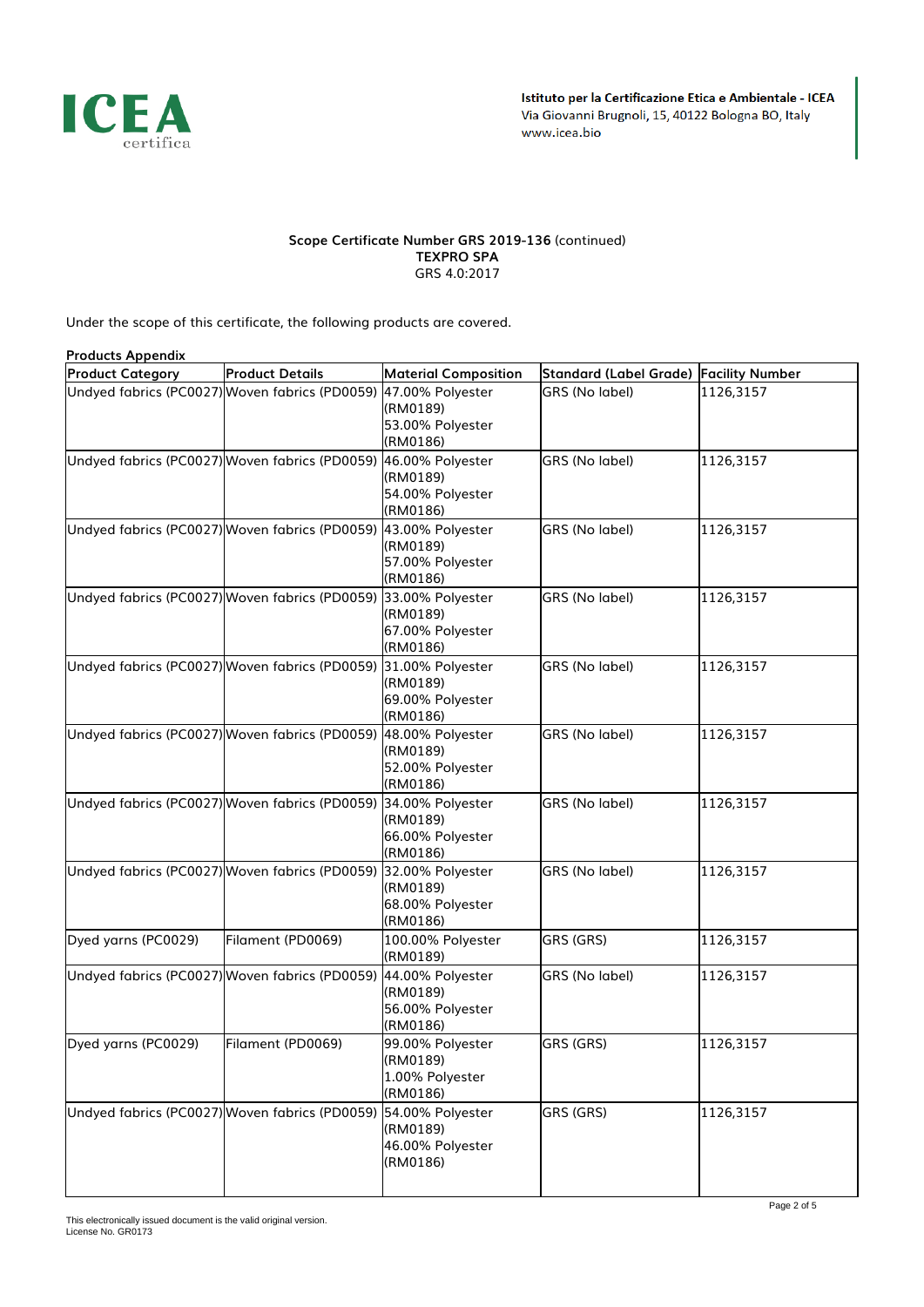**Istituto per la Certificazione Etica e Ambientale - ICEA**
Via Giovanni Brugnoli, 15, 40122 Bologna BO, Italy
www.icea.bio

**Scope Certificate Number GRS 2019-136** (continued)
**TEXPRO SPA**
GRS 4.0:2017

Under the scope of this certificate, the following products are covered.

**Products Appendix**

| Product Category | Product Details | Material Composition | Standard (Label Grade) | Facility Number |
|---|---|---|---|---|
| Undyed fabrics (PC0027) | Woven fabrics (PD0059) | 47.00% Polyester (RM0189) 53.00% Polyester (RM0186) | GRS (No label) | 1126,3157 |
| Undyed fabrics (PC0027) | Woven fabrics (PD0059) | 46.00% Polyester (RM0189) 54.00% Polyester (RM0186) | GRS (No label) | 1126,3157 |
| Undyed fabrics (PC0027) | Woven fabrics (PD0059) | 43.00% Polyester (RM0189) 57.00% Polyester (RM0186) | GRS (No label) | 1126,3157 |
| Undyed fabrics (PC0027) | Woven fabrics (PD0059) | 33.00% Polyester (RM0189) 67.00% Polyester (RM0186) | GRS (No label) | 1126,3157 |
| Undyed fabrics (PC0027) | Woven fabrics (PD0059) | 31.00% Polyester (RM0189) 69.00% Polyester (RM0186) | GRS (No label) | 1126,3157 |
| Undyed fabrics (PC0027) | Woven fabrics (PD0059) | 48.00% Polyester (RM0189) 52.00% Polyester (RM0186) | GRS (No label) | 1126,3157 |
| Undyed fabrics (PC0027) | Woven fabrics (PD0059) | 34.00% Polyester (RM0189) 66.00% Polyester (RM0186) | GRS (No label) | 1126,3157 |
| Undyed fabrics (PC0027) | Woven fabrics (PD0059) | 32.00% Polyester (RM0189) 68.00% Polyester (RM0186) | GRS (No label) | 1126,3157 |
| Dyed yarns (PC0029) | Filament (PD0069) | 100.00% Polyester (RM0189) | GRS (GRS) | 1126,3157 |
| Undyed fabrics (PC0027) | Woven fabrics (PD0059) | 44.00% Polyester (RM0189) 56.00% Polyester (RM0186) | GRS (No label) | 1126,3157 |
| Dyed yarns (PC0029) | Filament (PD0069) | 99.00% Polyester (RM0189) 1.00% Polyester (RM0186) | GRS (GRS) | 1126,3157 |
| Undyed fabrics (PC0027) | Woven fabrics (PD0059) | 54.00% Polyester (RM0189) 46.00% Polyester (RM0186) | GRS (GRS) | 1126,3157 |

This electronically issued document is the valid original version.
License No. GR0173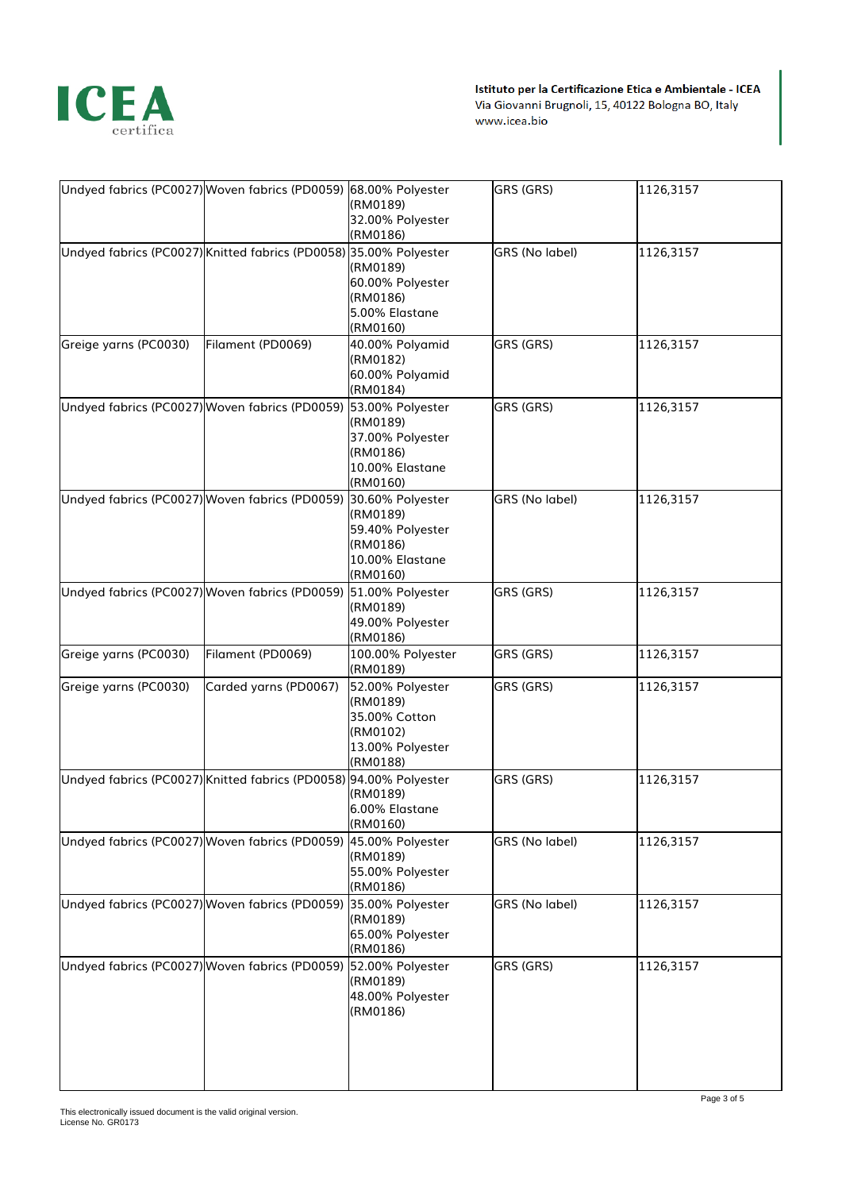| | | | | |
|---|---|---|---|---|
| Undyed fabrics (PC0027) | Woven fabrics (PD0059) | 68.00% Polyester (RM0189)<br>32.00% Polyester (RM0186) | GRS (GRS) | 1126,3157 |
| Undyed fabrics (PC0027) | Knitted fabrics (PD0058) | 35.00% Polyester (RM0189)<br>60.00% Polyester (RM0186)<br>5.00% Elastane (RM0160) | GRS (No label) | 1126,3157 |
| Greige yarns (PC0030) | Filament (PD0069) | 40.00% Polyamid (RM0182)<br>60.00% Polyamid (RM0184) | GRS (GRS) | 1126,3157 |
| Undyed fabrics (PC0027) | Woven fabrics (PD0059) | 53.00% Polyester (RM0189)<br>37.00% Polyester (RM0186)<br>10.00% Elastane (RM0160) | GRS (GRS) | 1126,3157 |
| Undyed fabrics (PC0027) | Woven fabrics (PD0059) | 30.60% Polyester (RM0189)<br>59.40% Polyester (RM0186)<br>10.00% Elastane (RM0160) | GRS (No label) | 1126,3157 |
| Undyed fabrics (PC0027) | Woven fabrics (PD0059) | 51.00% Polyester (RM0189)<br>49.00% Polyester (RM0186) | GRS (GRS) | 1126,3157 |
| Greige yarns (PC0030) | Filament (PD0069) | 100.00% Polyester (RM0189) | GRS (GRS) | 1126,3157 |
| Greige yarns (PC0030) | Carded yarns (PD0067) | 52.00% Polyester (RM0189)<br>35.00% Cotton (RM0102)<br>13.00% Polyester (RM0188) | GRS (GRS) | 1126,3157 |
| Undyed fabrics (PC0027) | Knitted fabrics (PD0058) | 94.00% Polyester (RM0189)<br>6.00% Elastane (RM0160) | GRS (GRS) | 1126,3157 |
| Undyed fabrics (PC0027) | Woven fabrics (PD0059) | 45.00% Polyester (RM0189)<br>55.00% Polyester (RM0186) | GRS (No label) | 1126,3157 |
| Undyed fabrics (PC0027) | Woven fabrics (PD0059) | 35.00% Polyester (RM0189)<br>65.00% Polyester (RM0186) | GRS (No label) | 1126,3157 |
| Undyed fabrics (PC0027) | Woven fabrics (PD0059) | 52.00% Polyester (RM0189)<br>48.00% Polyester (RM0186) | GRS (GRS) | 1126,3157 |

This electronically issued document is the valid original version.
License No. GR0173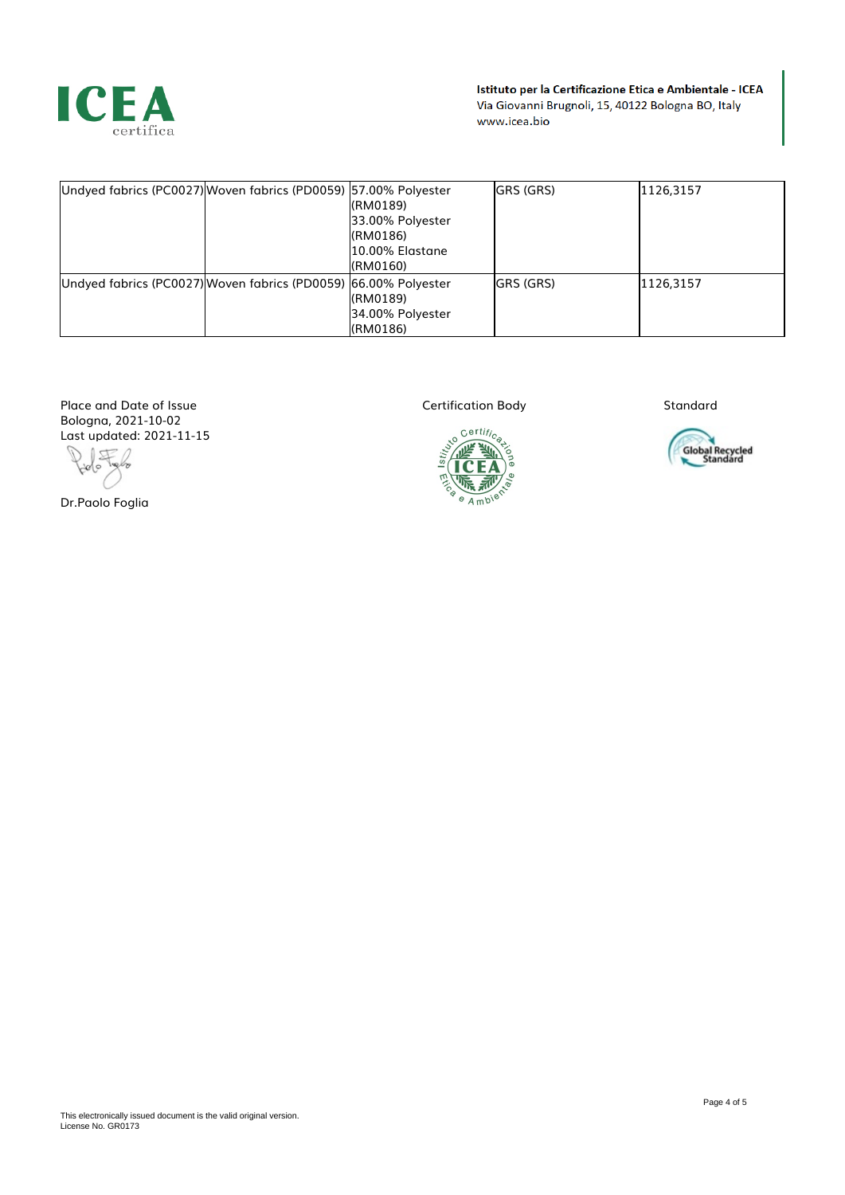| | | | | |
|---|---|---|---|---|
| Undyed fabrics (PC0027) | Woven fabrics (PD0059) | 57.00% Polyester (RM0189) 33.00% Polyester (RM0186) 10.00% Elastane (RM0160) | GRS (GRS) | 1126,3157 |
| Undyed fabrics (PC0027) | Woven fabrics (PD0059) | 66.00% Polyester (RM0189) 34.00% Polyester (RM0186) | GRS (GRS) | 1126,3157 |

Place and Date of Issue
Bologna, 2021-10-02
Last updated: 2021-11-15

Dr.Paolo Foglia

Certification Body

Standard

This electronically issued document is the valid original version.
License No. GR0173